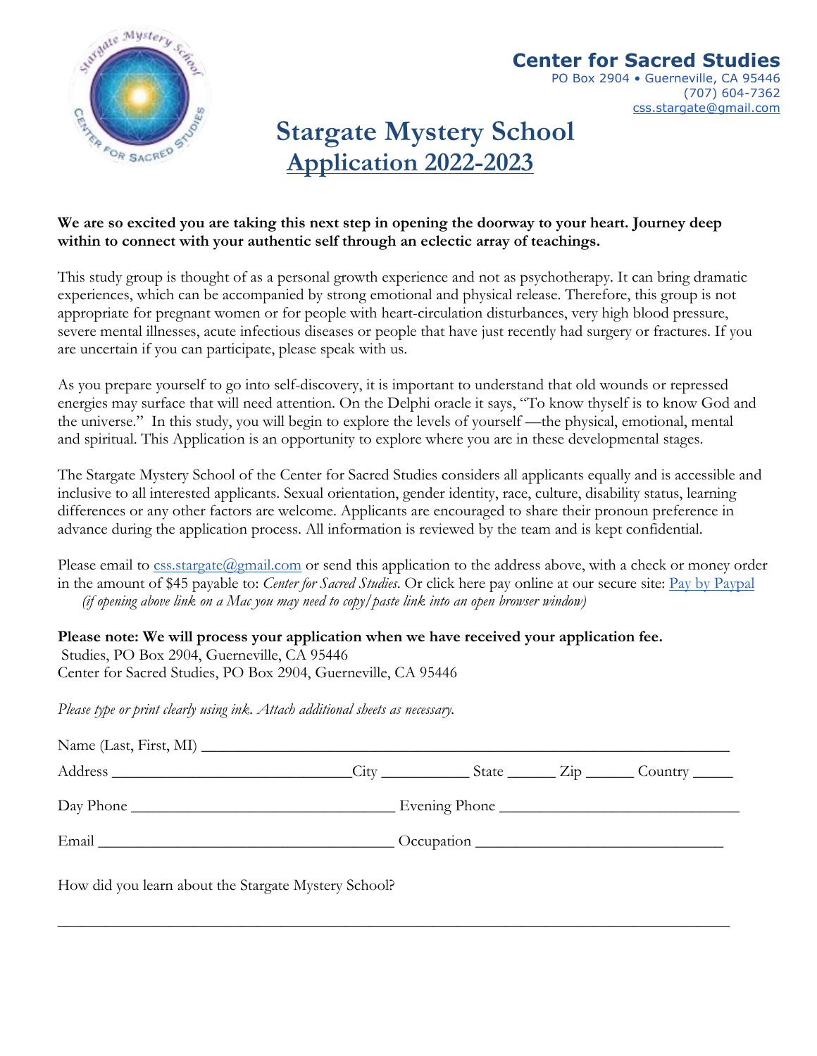**Center for Sacred Studies**
PO Box 2904 • Guerneville, CA 95446
(707) 604-7362
css.stargate@gmail.com

# Stargate Mystery School
## Application 2022-2023

**We are so excited you are taking this next step in opening the doorway to your heart. Journey deep within to connect with your authentic self through an eclectic array of teachings.**

This study group is thought of as a personal growth experience and not as psychotherapy. It can bring dramatic experiences, which can be accompanied by strong emotional and physical release. Therefore, this group is not appropriate for pregnant women or for people with heart-circulation disturbances, very high blood pressure, severe mental illnesses, acute infectious diseases or people that have just recently had surgery or fractures. If you are uncertain if you can participate, please speak with us.

As you prepare yourself to go into self-discovery, it is important to understand that old wounds or repressed energies may surface that will need attention. On the Delphi oracle it says, "To know thyself is to know God and the universe." In this study, you will begin to explore the levels of yourself —the physical, emotional, mental and spiritual. This Application is an opportunity to explore where you are in these developmental stages.

The Stargate Mystery School of the Center for Sacred Studies considers all applicants equally and is accessible and inclusive to all interested applicants. Sexual orientation, gender identity, race, culture, disability status, learning differences or any other factors are welcome. Applicants are encouraged to share their pronoun preference in advance during the application process. All information is reviewed by the team and is kept confidential.

Please email to css.stargate@gmail.com or send this application to the address above, with a check or money order in the amount of $45 payable to: *Center for Sacred Studies*. Or click here pay online at our secure site: Pay by Paypal
*(if opening above link on a Mac you may need to copy/paste link into an open browser window)*

**Please note: We will process your application when we have received your application fee.**
Studies, PO Box 2904, Guerneville, CA 95446
Center for Sacred Studies, PO Box 2904, Guerneville, CA 95446

*Please type or print clearly using ink. Attach additional sheets as necessary.*

Name (Last, First, MI) ______________________________________________

Address ______________________ City __________ State ______ Zip ______ Country _____

Day Phone ____________________________ Evening Phone ____________________________

Email ________________________________ Occupation ______________________________

How did you learn about the Stargate Mystery School?

______________________________________________________________________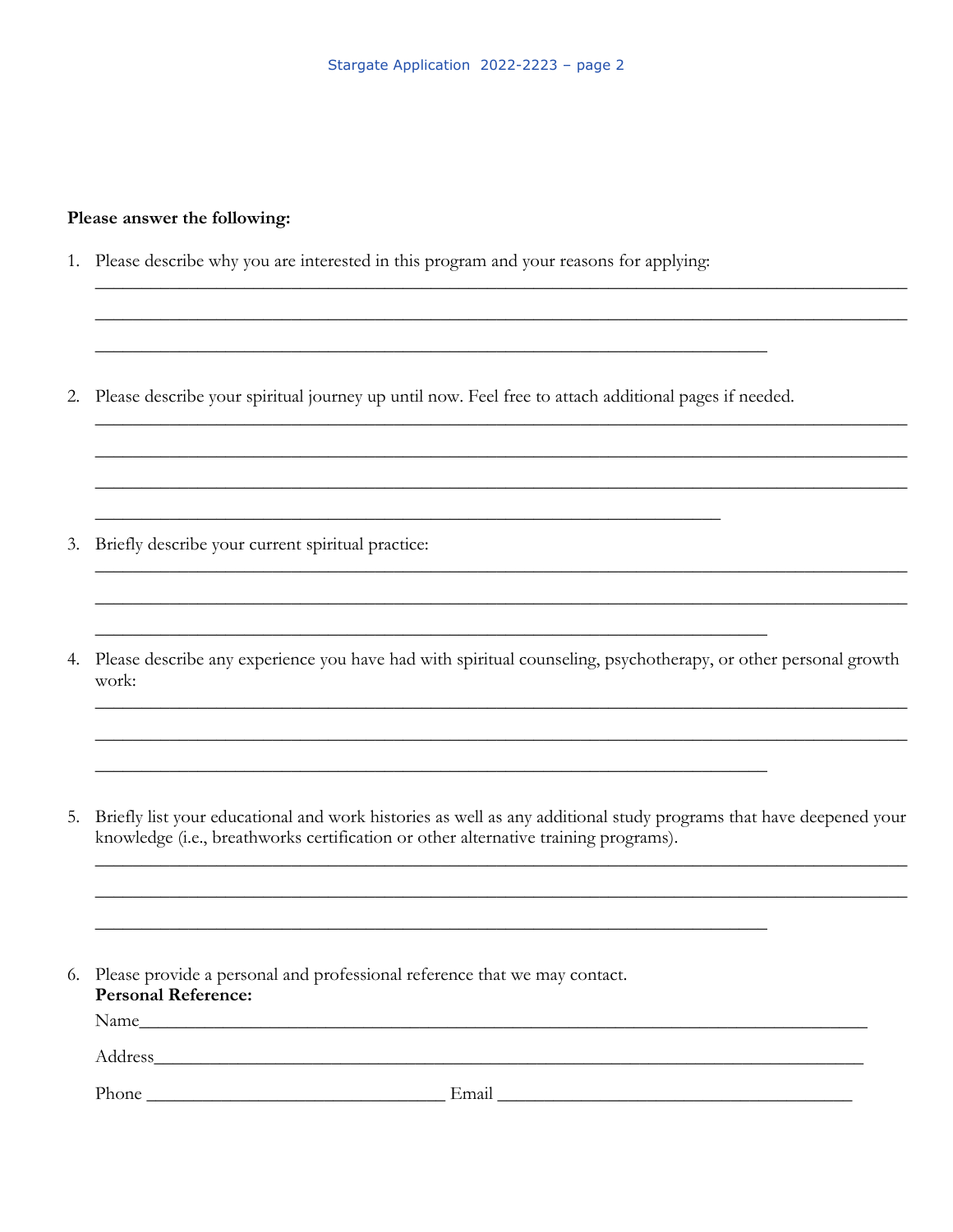**Please answer the following:**

1. Please describe why you are interested in this program and your reasons for applying:

______________________________________________________________________________

______________________________________________________________________________

____________________________________________________________

2. Please describe your spiritual journey up until now. Feel free to attach additional pages if needed.

______________________________________________________________________________

______________________________________________________________________________

______________________________________________________________________________

__________________________________________________________

3. Briefly describe your current spiritual practice:

______________________________________________________________________________

______________________________________________________________________________

____________________________________________________________

4. Please describe any experience you have had with spiritual counseling, psychotherapy, or other personal growth work:

______________________________________________________________________________

______________________________________________________________________________

____________________________________________________________

5. Briefly list your educational and work histories as well as any additional study programs that have deepened your knowledge (i.e., breathworks certification or other alternative training programs).

______________________________________________________________________________

______________________________________________________________________________

____________________________________________________________

6. Please provide a personal and professional reference that we may contact.

**Personal Reference:**

Name____________________________________________________________________

Address__________________________________________________________________

Phone ___________________________ Email ________________________________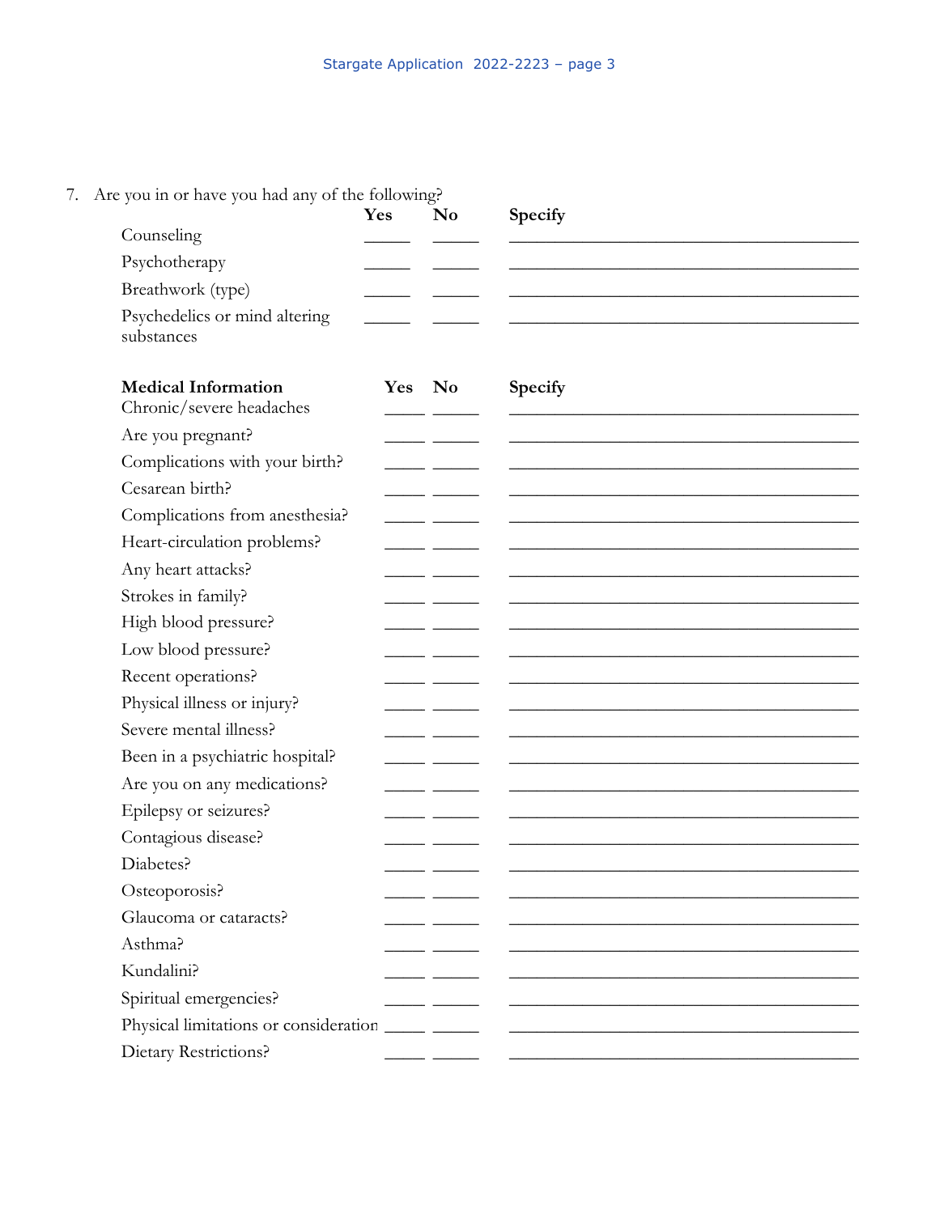7. Are you in or have you had any of the following?

| | Yes | No | Specify |
|---|---|---|---|
| Counseling | _____ | _____ | ________________________________________ |
| Psychotherapy | _____ | _____ | ________________________________________ |
| Breathwork (type) | _____ | _____ | ________________________________________ |
| Psychedelics or mind altering substances | _____ | _____ | ________________________________________ |

| **Medical Information** | **Yes** | **No** | **Specify** |
|---|---|---|---|
| Chronic/severe headaches | _____ | _____ | ________________________________________ |
| Are you pregnant? | _____ | _____ | ________________________________________ |
| Complications with your birth? | _____ | _____ | ________________________________________ |
| Cesarean birth? | _____ | _____ | ________________________________________ |
| Complications from anesthesia? | _____ | _____ | ________________________________________ |
| Heart-circulation problems? | _____ | _____ | ________________________________________ |
| Any heart attacks? | _____ | _____ | ________________________________________ |
| Strokes in family? | _____ | _____ | ________________________________________ |
| High blood pressure? | _____ | _____ | ________________________________________ |
| Low blood pressure? | _____ | _____ | ________________________________________ |
| Recent operations? | _____ | _____ | ________________________________________ |
| Physical illness or injury? | _____ | _____ | ________________________________________ |
| Severe mental illness? | _____ | _____ | ________________________________________ |
| Been in a psychiatric hospital? | _____ | _____ | ________________________________________ |
| Are you on any medications? | _____ | _____ | ________________________________________ |
| Epilepsy or seizures? | _____ | _____ | ________________________________________ |
| Contagious disease? | _____ | _____ | ________________________________________ |
| Diabetes? | _____ | _____ | ________________________________________ |
| Osteoporosis? | _____ | _____ | ________________________________________ |
| Glaucoma or cataracts? | _____ | _____ | ________________________________________ |
| Asthma? | _____ | _____ | ________________________________________ |
| Kundalini? | _____ | _____ | ________________________________________ |
| Spiritual emergencies? | _____ | _____ | ________________________________________ |
| Physical limitations or consideration | _____ | _____ | ________________________________________ |
| Dietary Restrictions? | _____ | _____ | ________________________________________ |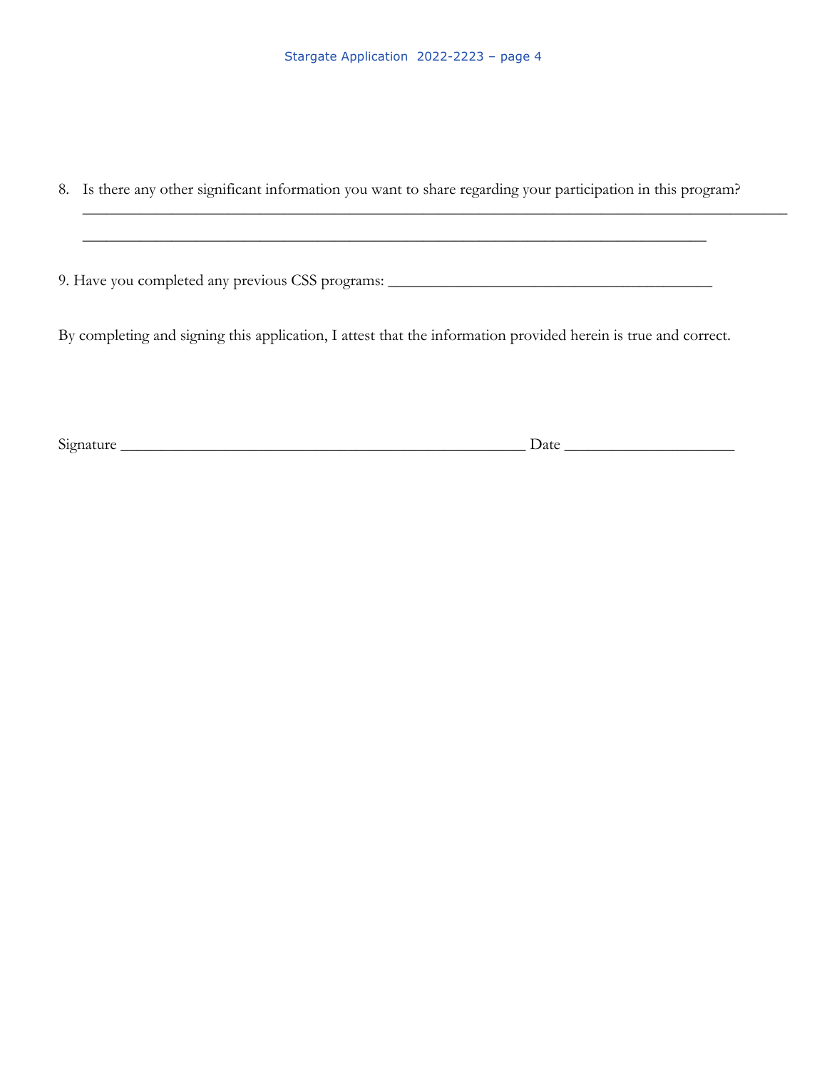8. Is there any other significant information you want to share regarding your participation in this program?
______________________________________________________________________________
______________________________________________________________________

9. Have you completed any previous CSS programs: ____________________________________

By completing and signing this application, I attest that the information provided herein is true and correct.

Signature _____________________________________________ Date ___________________